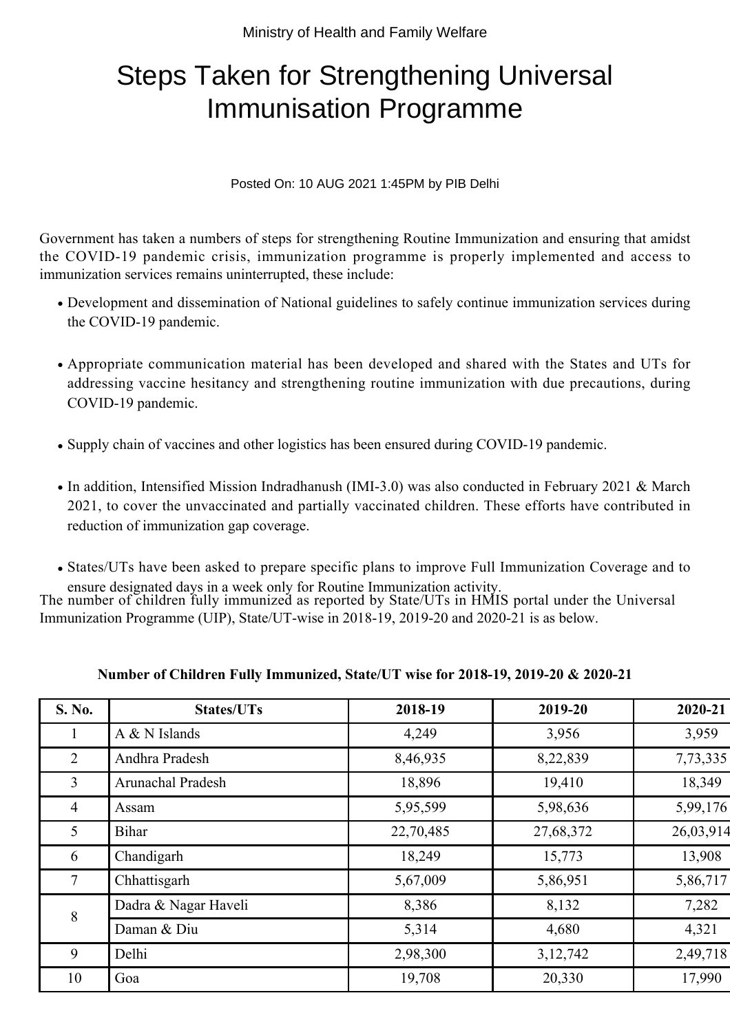Ministry of Health and Family Welfare

# Steps Taken for Strengthening Universal Immunisation Programme

Posted On: 10 AUG 2021 1:45PM by PIB Delhi

Government has taken a numbers of steps for strengthening Routine Immunization and ensuring that amidst the COVID-19 pandemic crisis, immunization programme is properly implemented and access to immunization services remains uninterrupted, these include:

- Development and dissemination of National guidelines to safely continue immunization services during the COVID-19 pandemic.
- Appropriate communication material has been developed and shared with the States and UTs for addressing vaccine hesitancy and strengthening routine immunization with due precautions, during COVID-19 pandemic.
- Supply chain of vaccines and other logistics has been ensured during COVID-19 pandemic.
- In addition, Intensified Mission Indradhanush (IMI-3.0) was also conducted in February 2021 & March 2021, to cover the unvaccinated and partially vaccinated children. These efforts have contributed in reduction of immunization gap coverage.
- States/UTs have been asked to prepare specific plans to improve Full Immunization Coverage and to ensure designated days in a week only for Routine Immunization activity.

The number of children fully immunized as reported by State/UTs in HMIS portal under the Universal Immunization Programme (UIP), State/UT-wise in 2018-19, 2019-20 and 2020-21 is as below.

**Number of Children Fully Immunized, State/UT wise for 2018-19, 2019-20 & 2020-21**

| S. No. | States/UTs | 2018-19 | 2019-20 | 2020-21 |
|---|---|---|---|---|
| 1 | A & N Islands | 4,249 | 3,956 | 3,959 |
| 2 | Andhra Pradesh | 8,46,935 | 8,22,839 | 7,73,335 |
| 3 | Arunachal Pradesh | 18,896 | 19,410 | 18,349 |
| 4 | Assam | 5,95,599 | 5,98,636 | 5,99,176 |
| 5 | Bihar | 22,70,485 | 27,68,372 | 26,03,914 |
| 6 | Chandigarh | 18,249 | 15,773 | 13,908 |
| 7 | Chhattisgarh | 5,67,009 | 5,86,951 | 5,86,717 |
| 8 | Dadra & Nagar Haveli | 8,386 | 8,132 | 7,282 |
| | Daman & Diu | 5,314 | 4,680 | 4,321 |
| 9 | Delhi | 2,98,300 | 3,12,742 | 2,49,718 |
| 10 | Goa | 19,708 | 20,330 | 17,990 |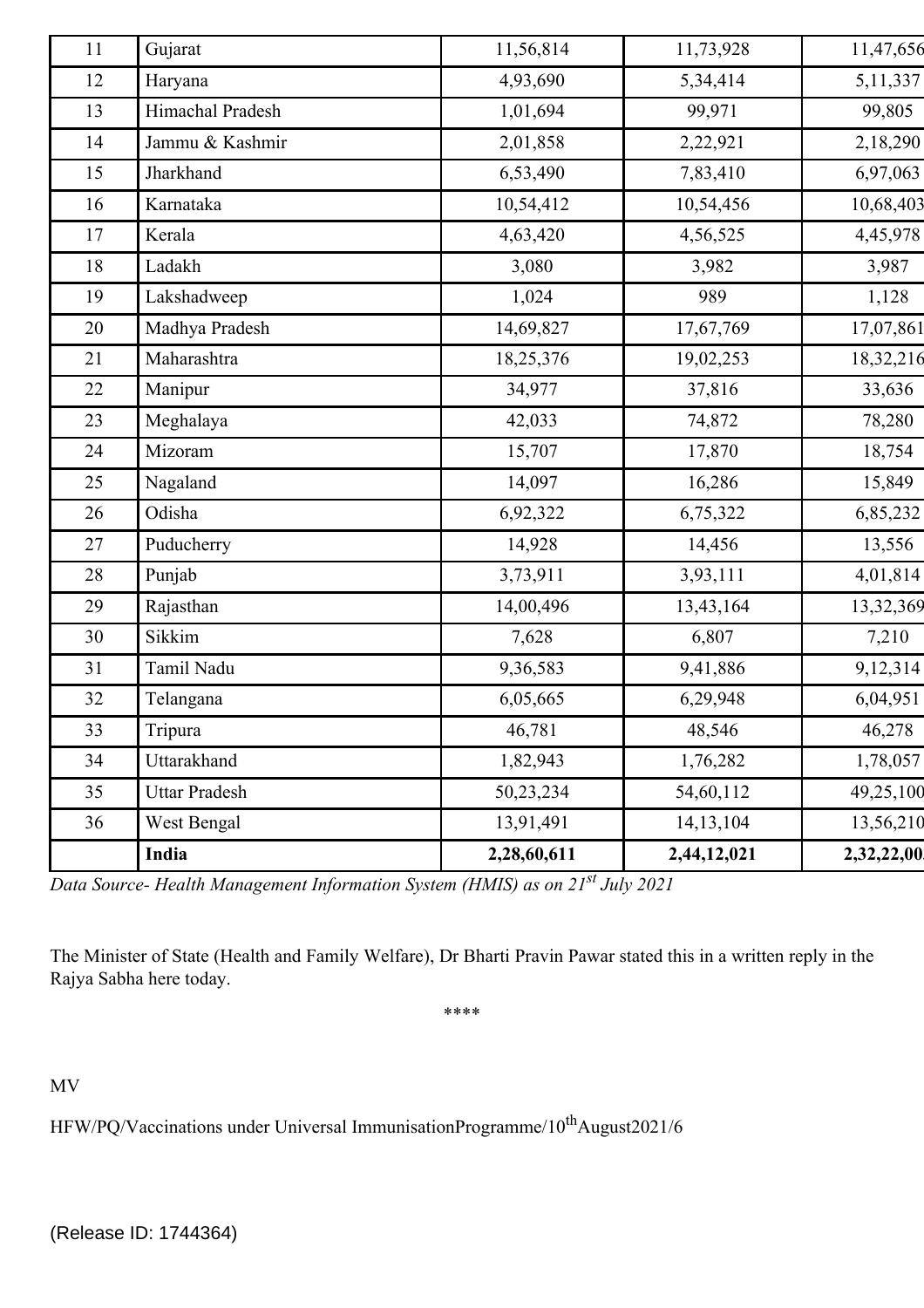| | | | | |
|---|---|---|---|---|
| 11 | Gujarat | 11,56,814 | 11,73,928 | 11,47,656 |
| 12 | Haryana | 4,93,690 | 5,34,414 | 5,11,337 |
| 13 | Himachal Pradesh | 1,01,694 | 99,971 | 99,805 |
| 14 | Jammu & Kashmir | 2,01,858 | 2,22,921 | 2,18,290 |
| 15 | Jharkhand | 6,53,490 | 7,83,410 | 6,97,063 |
| 16 | Karnataka | 10,54,412 | 10,54,456 | 10,68,403 |
| 17 | Kerala | 4,63,420 | 4,56,525 | 4,45,978 |
| 18 | Ladakh | 3,080 | 3,982 | 3,987 |
| 19 | Lakshadweep | 1,024 | 989 | 1,128 |
| 20 | Madhya Pradesh | 14,69,827 | 17,67,769 | 17,07,861 |
| 21 | Maharashtra | 18,25,376 | 19,02,253 | 18,32,216 |
| 22 | Manipur | 34,977 | 37,816 | 33,636 |
| 23 | Meghalaya | 42,033 | 74,872 | 78,280 |
| 24 | Mizoram | 15,707 | 17,870 | 18,754 |
| 25 | Nagaland | 14,097 | 16,286 | 15,849 |
| 26 | Odisha | 6,92,322 | 6,75,322 | 6,85,232 |
| 27 | Puducherry | 14,928 | 14,456 | 13,556 |
| 28 | Punjab | 3,73,911 | 3,93,111 | 4,01,814 |
| 29 | Rajasthan | 14,00,496 | 13,43,164 | 13,32,369 |
| 30 | Sikkim | 7,628 | 6,807 | 7,210 |
| 31 | Tamil Nadu | 9,36,583 | 9,41,886 | 9,12,314 |
| 32 | Telangana | 6,05,665 | 6,29,948 | 6,04,951 |
| 33 | Tripura | 46,781 | 48,546 | 46,278 |
| 34 | Uttarakhand | 1,82,943 | 1,76,282 | 1,78,057 |
| 35 | Uttar Pradesh | 50,23,234 | 54,60,112 | 49,25,100 |
| 36 | West Bengal | 13,91,491 | 14,13,104 | 13,56,210 |
| | **India** | **2,28,60,611** | **2,44,12,021** | **2,32,22,00** |

*Data Source- Health Management Information System (HMIS) as on 21st July 2021*

The Minister of State (Health and Family Welfare), Dr Bharti Pravin Pawar stated this in a written reply in the Rajya Sabha here today.

****

MV

HFW/PQ/Vaccinations under Universal ImmunisationProgramme/10thAugust2021/6

(Release ID: 1744364)